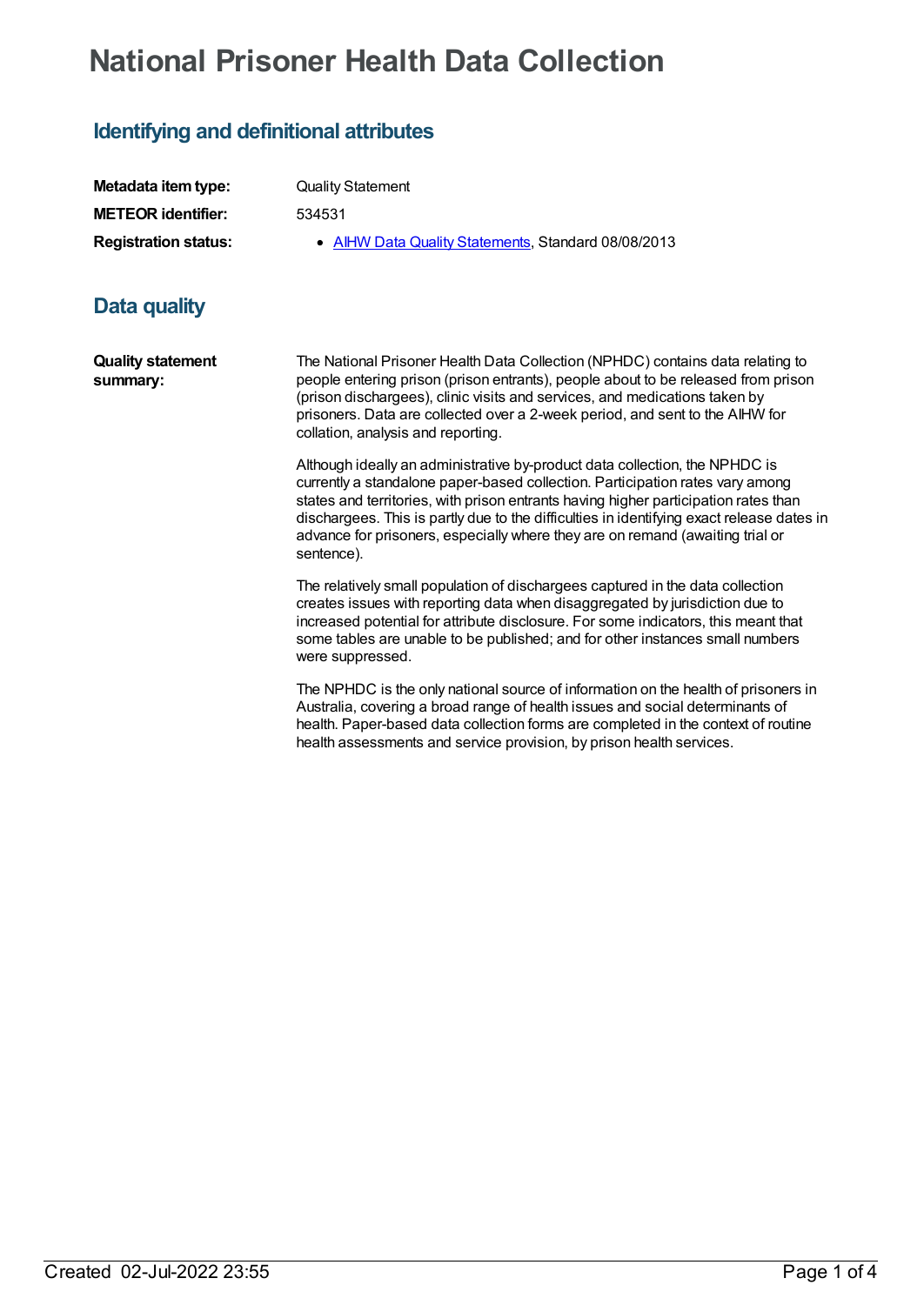# National Prisoner Health Data Collection

## Identifying and definitional attributes

| | |
|---|---|
| **Metadata item type:** | Quality Statement |
| **METEOR identifier:** | 534531 |
| **Registration status:** | • AIHW Data Quality Statements, Standard 08/08/2013 |

## Data quality

**Quality statement summary:**

The National Prisoner Health Data Collection (NPHDC) contains data relating to people entering prison (prison entrants), people about to be released from prison (prison dischargees), clinic visits and services, and medications taken by prisoners. Data are collected over a 2-week period, and sent to the AIHW for collation, analysis and reporting.

Although ideally an administrative by-product data collection, the NPHDC is currently a standalone paper-based collection. Participation rates vary among states and territories, with prison entrants having higher participation rates than dischargees. This is partly due to the difficulties in identifying exact release dates in advance for prisoners, especially where they are on remand (awaiting trial or sentence).

The relatively small population of dischargees captured in the data collection creates issues with reporting data when disaggregated by jurisdiction due to increased potential for attribute disclosure. For some indicators, this meant that some tables are unable to be published; and for other instances small numbers were suppressed.

The NPHDC is the only national source of information on the health of prisoners in Australia, covering a broad range of health issues and social determinants of health. Paper-based data collection forms are completed in the context of routine health assessments and service provision, by prison health services.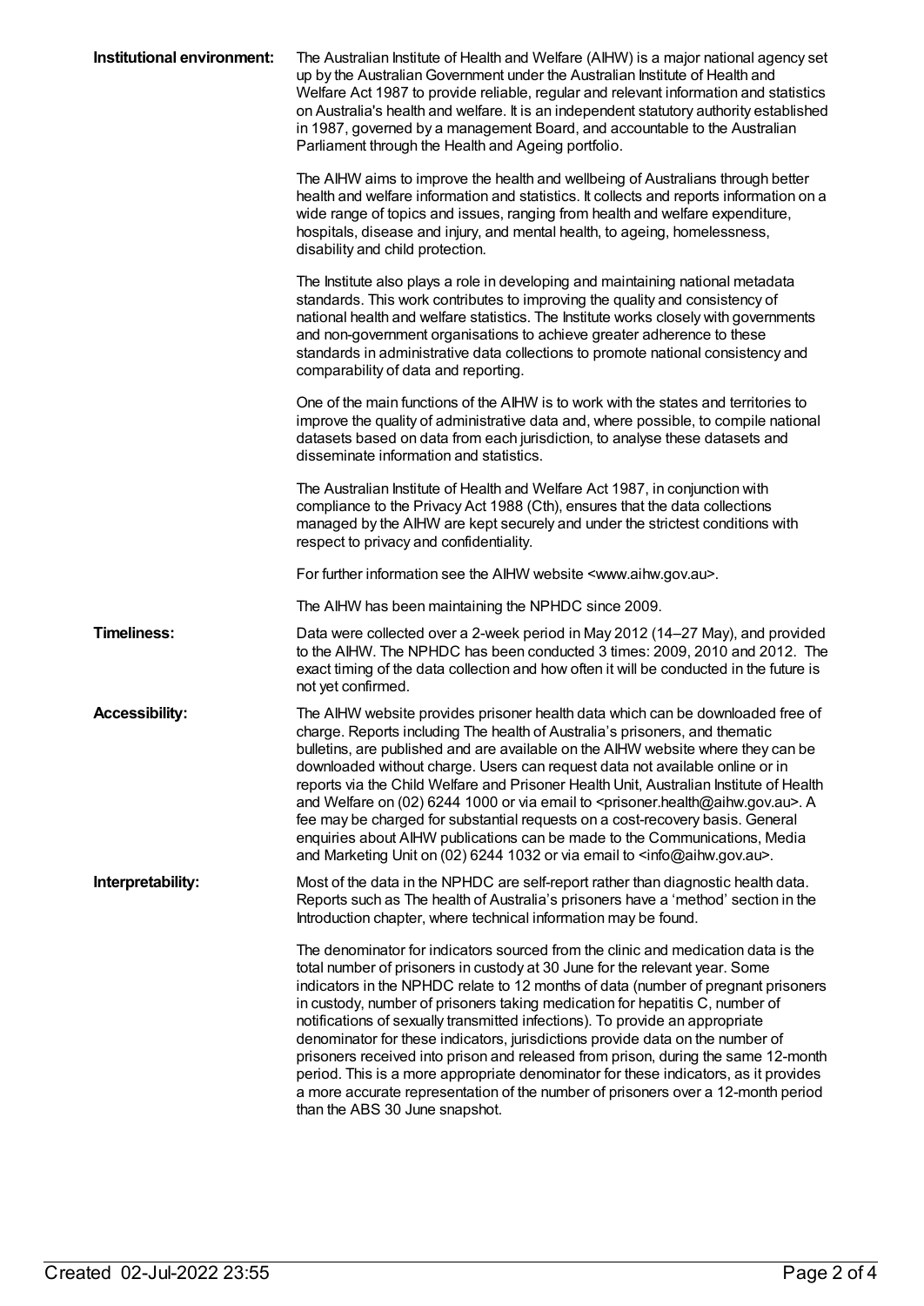**Institutional environment:**

The Australian Institute of Health and Welfare (AIHW) is a major national agency set up by the Australian Government under the Australian Institute of Health and Welfare Act 1987 to provide reliable, regular and relevant information and statistics on Australia's health and welfare. It is an independent statutory authority established in 1987, governed by a management Board, and accountable to the Australian Parliament through the Health and Ageing portfolio.

The AIHW aims to improve the health and wellbeing of Australians through better health and welfare information and statistics. It collects and reports information on a wide range of topics and issues, ranging from health and welfare expenditure, hospitals, disease and injury, and mental health, to ageing, homelessness, disability and child protection.

The Institute also plays a role in developing and maintaining national metadata standards. This work contributes to improving the quality and consistency of national health and welfare statistics. The Institute works closely with governments and non-government organisations to achieve greater adherence to these standards in administrative data collections to promote national consistency and comparability of data and reporting.

One of the main functions of the AIHW is to work with the states and territories to improve the quality of administrative data and, where possible, to compile national datasets based on data from each jurisdiction, to analyse these datasets and disseminate information and statistics.

The Australian Institute of Health and Welfare Act 1987, in conjunction with compliance to the Privacy Act 1988 (Cth), ensures that the data collections managed by the AIHW are kept securely and under the strictest conditions with respect to privacy and confidentiality.

For further information see the AIHW website <www.aihw.gov.au>.

The AIHW has been maintaining the NPHDC since 2009.

**Timeliness:**

Data were collected over a 2-week period in May 2012 (14–27 May), and provided to the AIHW. The NPHDC has been conducted 3 times: 2009, 2010 and 2012. The exact timing of the data collection and how often it will be conducted in the future is not yet confirmed.

**Accessibility:**

The AIHW website provides prisoner health data which can be downloaded free of charge. Reports including The health of Australia's prisoners, and thematic bulletins, are published and are available on the AIHW website where they can be downloaded without charge. Users can request data not available online or in reports via the Child Welfare and Prisoner Health Unit, Australian Institute of Health and Welfare on (02) 6244 1000 or via email to <prisoner.health@aihw.gov.au>. A fee may be charged for substantial requests on a cost-recovery basis. General enquiries about AIHW publications can be made to the Communications, Media and Marketing Unit on (02) 6244 1032 or via email to <info@aihw.gov.au>.

**Interpretability:**

Most of the data in the NPHDC are self-report rather than diagnostic health data. Reports such as The health of Australia's prisoners have a 'method' section in the Introduction chapter, where technical information may be found.

The denominator for indicators sourced from the clinic and medication data is the total number of prisoners in custody at 30 June for the relevant year. Some indicators in the NPHDC relate to 12 months of data (number of pregnant prisoners in custody, number of prisoners taking medication for hepatitis C, number of notifications of sexually transmitted infections). To provide an appropriate denominator for these indicators, jurisdictions provide data on the number of prisoners received into prison and released from prison, during the same 12-month period. This is a more appropriate denominator for these indicators, as it provides a more accurate representation of the number of prisoners over a 12-month period than the ABS 30 June snapshot.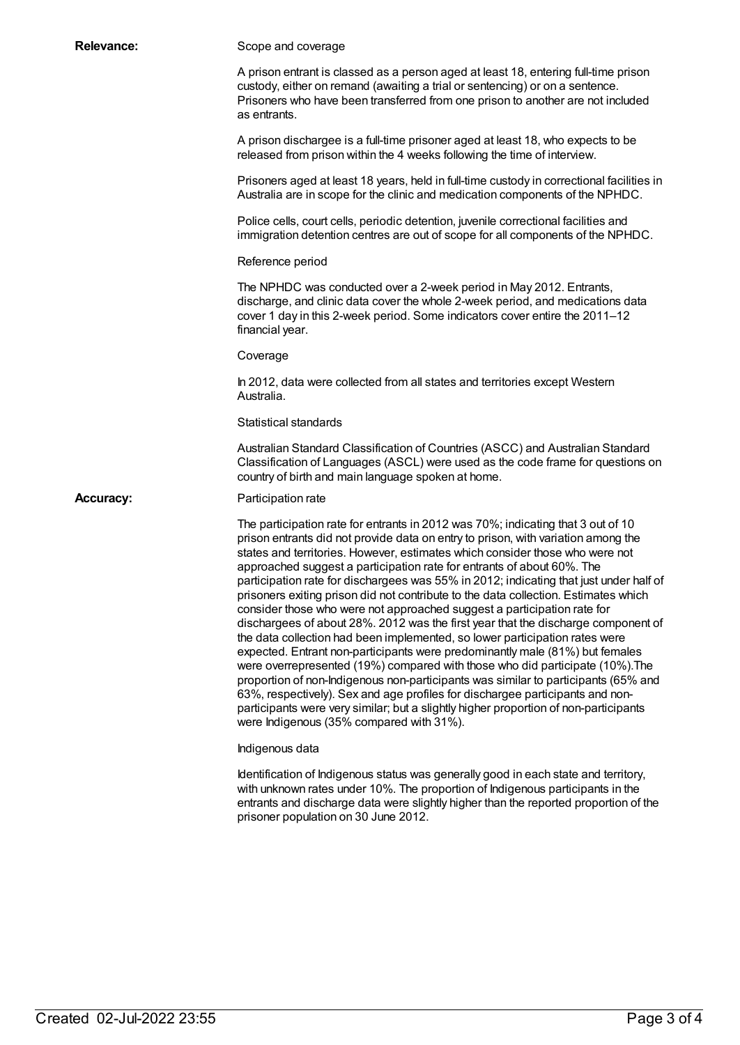**Relevance:**

Scope and coverage

A prison entrant is classed as a person aged at least 18, entering full-time prison custody, either on remand (awaiting a trial or sentencing) or on a sentence. Prisoners who have been transferred from one prison to another are not included as entrants.

A prison dischargee is a full-time prisoner aged at least 18, who expects to be released from prison within the 4 weeks following the time of interview.

Prisoners aged at least 18 years, held in full-time custody in correctional facilities in Australia are in scope for the clinic and medication components of the NPHDC.

Police cells, court cells, periodic detention, juvenile correctional facilities and immigration detention centres are out of scope for all components of the NPHDC.

Reference period

The NPHDC was conducted over a 2-week period in May 2012. Entrants, discharge, and clinic data cover the whole 2-week period, and medications data cover 1 day in this 2-week period. Some indicators cover entire the 2011–12 financial year.

Coverage

In 2012, data were collected from all states and territories except Western Australia.

Statistical standards

Australian Standard Classification of Countries (ASCC) and Australian Standard Classification of Languages (ASCL) were used as the code frame for questions on country of birth and main language spoken at home.

**Accuracy:**

Participation rate

The participation rate for entrants in 2012 was 70%; indicating that 3 out of 10 prison entrants did not provide data on entry to prison, with variation among the states and territories. However, estimates which consider those who were not approached suggest a participation rate for entrants of about 60%. The participation rate for dischargees was 55% in 2012; indicating that just under half of prisoners exiting prison did not contribute to the data collection. Estimates which consider those who were not approached suggest a participation rate for dischargees of about 28%. 2012 was the first year that the discharge component of the data collection had been implemented, so lower participation rates were expected. Entrant non-participants were predominantly male (81%) but females were overrepresented (19%) compared with those who did participate (10%).The proportion of non-Indigenous non-participants was similar to participants (65% and 63%, respectively). Sex and age profiles for dischargee participants and non-participants were very similar; but a slightly higher proportion of non-participants were Indigenous (35% compared with 31%).

Indigenous data

Identification of Indigenous status was generally good in each state and territory, with unknown rates under 10%. The proportion of Indigenous participants in the entrants and discharge data were slightly higher than the reported proportion of the prisoner population on 30 June 2012.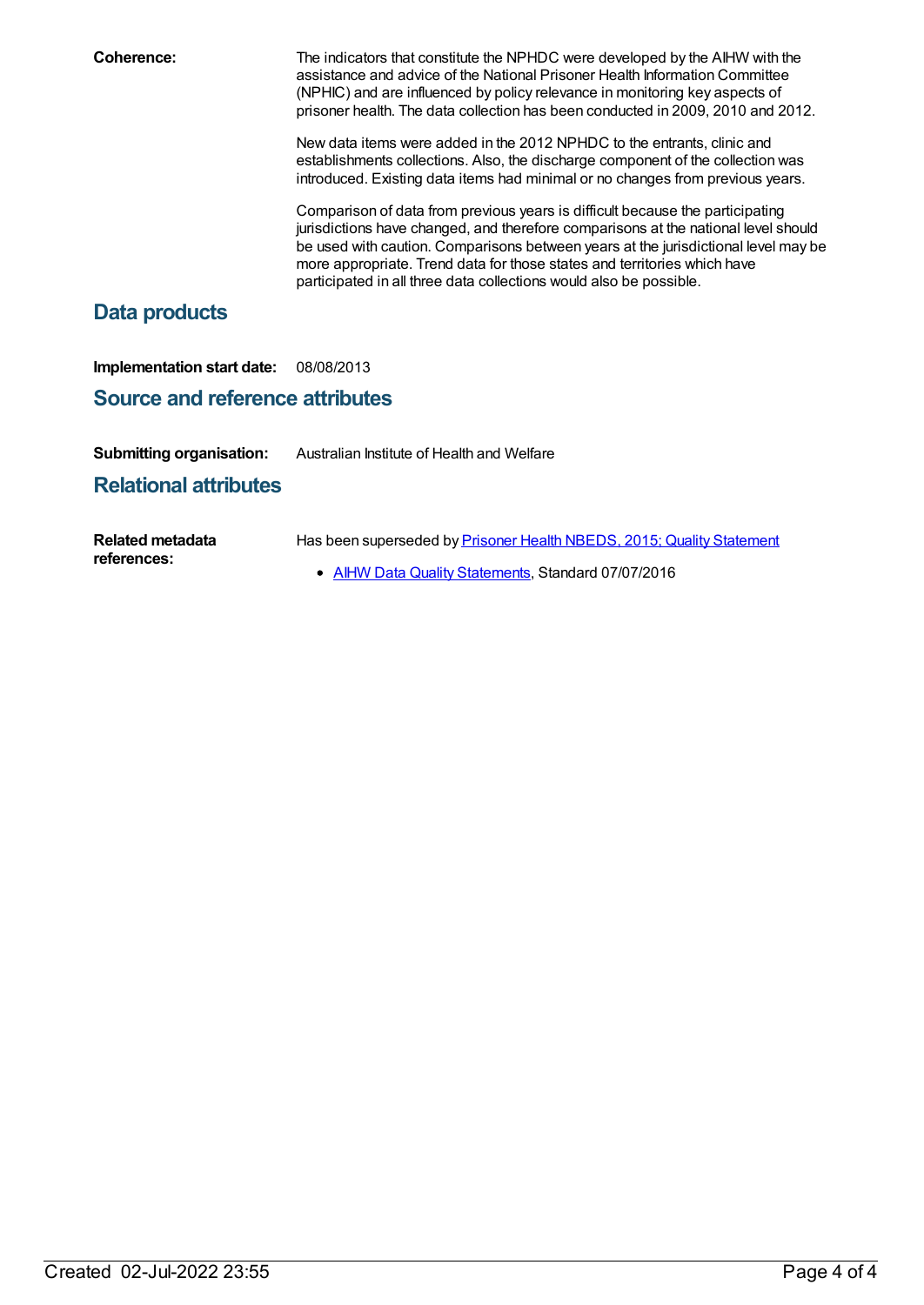**Coherence:** The indicators that constitute the NPHDC were developed by the AIHW with the assistance and advice of the National Prisoner Health Information Committee (NPHIC) and are influenced by policy relevance in monitoring key aspects of prisoner health. The data collection has been conducted in 2009, 2010 and 2012.

New data items were added in the 2012 NPHDC to the entrants, clinic and establishments collections. Also, the discharge component of the collection was introduced. Existing data items had minimal or no changes from previous years.

Comparison of data from previous years is difficult because the participating jurisdictions have changed, and therefore comparisons at the national level should be used with caution. Comparisons between years at the jurisdictional level may be more appropriate. Trend data for those states and territories which have participated in all three data collections would also be possible.

## Data products

**Implementation start date:** 08/08/2013

## Source and reference attributes

**Submitting organisation:** Australian Institute of Health and Welfare

## Relational attributes

**Related metadata references:** Has been superseded by Prisoner Health NBEDS, 2015; Quality Statement

- AIHW Data Quality Statements, Standard 07/07/2016